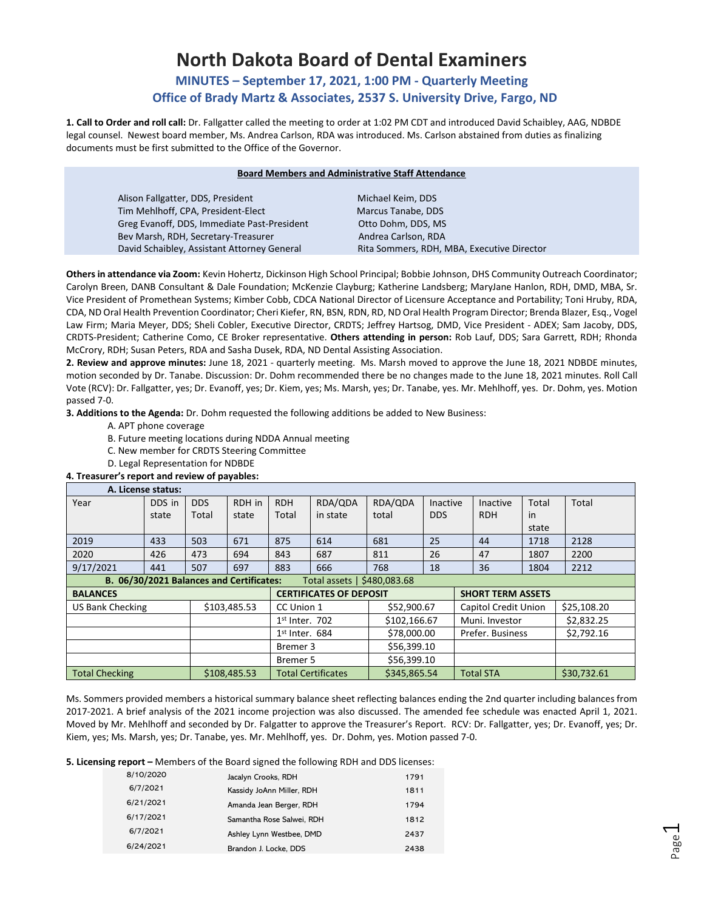# North Dakota Board of Dental Examiners

## MINUTES – September 17, 2021, 1:00 PM - Quarterly Meeting

## Office of Brady Martz & Associates, 2537 S. University Drive, Fargo, ND

**1. Call to Order and roll call:** Dr. Fallgatter called the meeting to order at 1:02 PM CDT and introduced David Schaibley, AAG, NDBDE legal counsel. Newest board member, Ms. Andrea Carlson, RDA was introduced. Ms. Carlson abstained from duties as finalizing documents must be first submitted to the Office of the Governor.

**Board Members and Administrative Staff Attendance**

| | |
|---|---|
| Alison Fallgatter, DDS, President | Michael Keim, DDS |
| Tim Mehlhoff, CPA, President-Elect | Marcus Tanabe, DDS |
| Greg Evanoff, DDS, Immediate Past-President | Otto Dohm, DDS, MS |
| Bev Marsh, RDH, Secretary-Treasurer | Andrea Carlson, RDA |
| David Schaibley, Assistant Attorney General | Rita Sommers, RDH, MBA, Executive Director |

**Others in attendance via Zoom:** Kevin Hohertz, Dickinson High School Principal; Bobbie Johnson, DHS Community Outreach Coordinator; Carolyn Breen, DANB Consultant & Dale Foundation; McKenzie Clayburg; Katherine Landsberg; MaryJane Hanlon, RDH, DMD, MBA, Sr. Vice President of Promethean Systems; Kimber Cobb, CDCA National Director of Licensure Acceptance and Portability; Toni Hruby, RDA, CDA, ND Oral Health Prevention Coordinator; Cheri Kiefer, RN, BSN, RDN, RD, ND Oral Health Program Director; Brenda Blazer, Esq., Vogel Law Firm; Maria Meyer, DDS; Sheli Cobler, Executive Director, CRDTS; Jeffrey Hartsog, DMD, Vice President - ADEX; Sam Jacoby, DDS, CRDTS-President; Catherine Como, CE Broker representative. **Others attending in person:** Rob Lauf, DDS; Sara Garrett, RDH; Rhonda McCrory, RDH; Susan Peters, RDA and Sasha Dusek, RDA, ND Dental Assisting Association.

**2. Review and approve minutes:** June 18, 2021 - quarterly meeting. Ms. Marsh moved to approve the June 18, 2021 NDBDE minutes, motion seconded by Dr. Tanabe. Discussion: Dr. Dohm recommended there be no changes made to the June 18, 2021 minutes. Roll Call Vote (RCV): Dr. Fallgatter, yes; Dr. Evanoff, yes; Dr. Kiem, yes; Ms. Marsh, yes; Dr. Tanabe, yes. Mr. Mehlhoff, yes. Dr. Dohm, yes. Motion passed 7-0.

**3. Additions to the Agenda:** Dr. Dohm requested the following additions be added to New Business:

A. APT phone coverage
B. Future meeting locations during NDDA Annual meeting
C. New member for CRDTS Steering Committee
D. Legal Representation for NDBDE

**4. Treasurer's report and review of payables:**

**A. License status:**

| Year | DDS in state | DDS Total | RDH in state | RDH Total | RDA/QDA in state | RDA/QDA total | Inactive DDS | Inactive RDH | Total in state | Total |
|---|---|---|---|---|---|---|---|---|---|---|
| 2019 | 433 | 503 | 671 | 875 | 614 | 681 | 25 | 44 | 1718 | 2128 |
| 2020 | 426 | 473 | 694 | 843 | 687 | 811 | 26 | 47 | 1807 | 2200 |
| 9/17/2021 | 441 | 507 | 697 | 883 | 666 | 768 | 18 | 36 | 1804 | 2212 |

**B. 06/30/2021 Balances and Certificates:** Total assets | $480,083.68

| BALANCES | | CERTIFICATES OF DEPOSIT | | SHORT TERM ASSETS | |
|---|---|---|---|---|---|
| US Bank Checking | $103,485.53 | CC Union 1 | $52,900.67 | Capitol Credit Union | $25,108.20 |
| | | 1st Inter. 702 | $102,166.67 | Muni. Investor | $2,832.25 |
| | | 1st Inter. 684 | $78,000.00 | Prefer. Business | $2,792.16 |
| | | Bremer 3 | $56,399.10 | | |
| | | Bremer 5 | $56,399.10 | | |
| Total Checking | $108,485.53 | Total Certificates | $345,865.54 | Total STA | $30,732.61 |

Ms. Sommers provided members a historical summary balance sheet reflecting balances ending the 2nd quarter including balances from 2017-2021. A brief analysis of the 2021 income projection was also discussed. The amended fee schedule was enacted April 1, 2021. Moved by Mr. Mehlhoff and seconded by Dr. Falgatter to approve the Treasurer's Report. RCV: Dr. Fallgatter, yes; Dr. Evanoff, yes; Dr. Kiem, yes; Ms. Marsh, yes; Dr. Tanabe, yes. Mr. Mehlhoff, yes. Dr. Dohm, yes. Motion passed 7-0.

**5. Licensing report –** Members of the Board signed the following RDH and DDS licenses:

| | | |
|---|---|---|
| 8/10/2020 | Jacalyn Crooks, RDH | 1791 |
| 6/7/2021 | Kassidy JoAnn Miller, RDH | 1811 |
| 6/21/2021 | Amanda Jean Berger, RDH | 1794 |
| 6/17/2021 | Samantha Rose Salwei, RDH | 1812 |
| 6/7/2021 | Ashley Lynn Westbee, DMD | 2437 |
| 6/24/2021 | Brandon J. Locke, DDS | 2438 |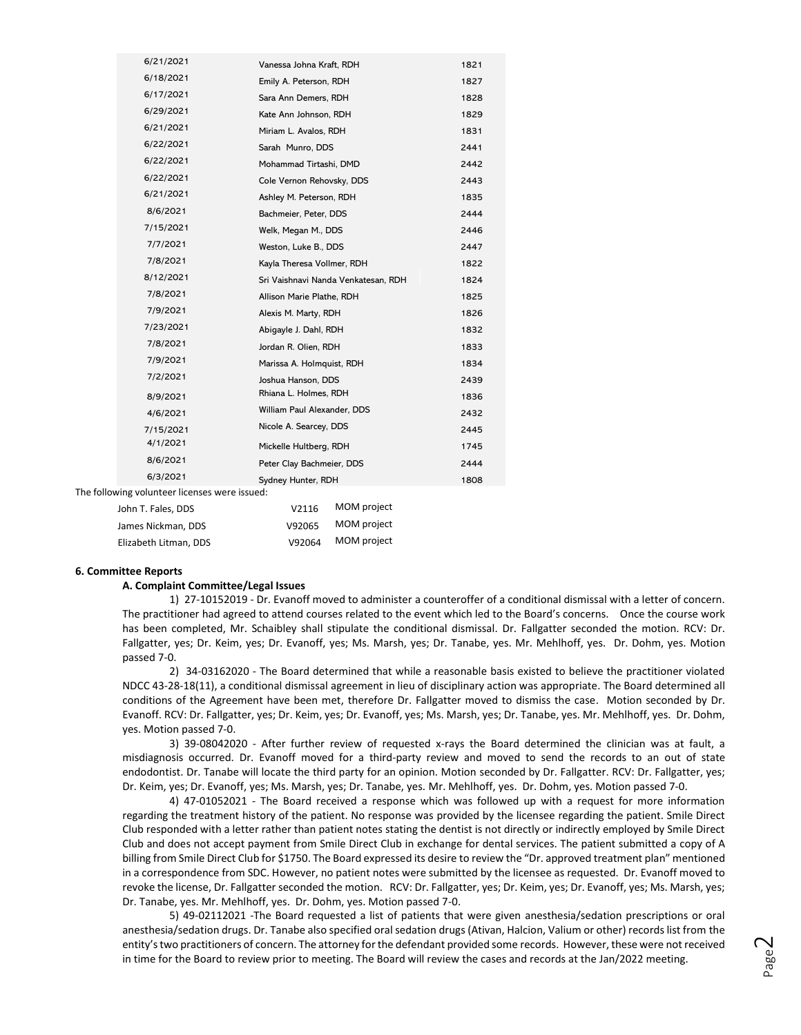| | | |
|---|---|---|
| 6/21/2021 | Vanessa Johna Kraft, RDH | 1821 |
| 6/18/2021 | Emily A. Peterson, RDH | 1827 |
| 6/17/2021 | Sara Ann Demers, RDH | 1828 |
| 6/29/2021 | Kate Ann Johnson, RDH | 1829 |
| 6/21/2021 | Miriam L. Avalos, RDH | 1831 |
| 6/22/2021 | Sarah Munro, DDS | 2441 |
| 6/22/2021 | Mohammad Tirtashi, DMD | 2442 |
| 6/22/2021 | Cole Vernon Rehovsky, DDS | 2443 |
| 6/21/2021 | Ashley M. Peterson, RDH | 1835 |
| 8/6/2021 | Bachmeier, Peter, DDS | 2444 |
| 7/15/2021 | Welk, Megan M., DDS | 2446 |
| 7/7/2021 | Weston, Luke B., DDS | 2447 |
| 7/8/2021 | Kayla Theresa Vollmer, RDH | 1822 |
| 8/12/2021 | Sri Vaishnavi Nanda Venkatesan, RDH | 1824 |
| 7/8/2021 | Allison Marie Plathe, RDH | 1825 |
| 7/9/2021 | Alexis M. Marty, RDH | 1826 |
| 7/23/2021 | Abigayle J. Dahl, RDH | 1832 |
| 7/8/2021 | Jordan R. Olien, RDH | 1833 |
| 7/9/2021 | Marissa A. Holmquist, RDH | 1834 |
| 7/2/2021 | Joshua Hanson, DDS | 2439 |
| 8/9/2021 | Rhiana L. Holmes, RDH | 1836 |
| 4/6/2021 | William Paul Alexander, DDS | 2432 |
| 7/15/2021 | Nicole A. Searcey, DDS | 2445 |
| 4/1/2021 | Mickelle Hultberg, RDH | 1745 |
| 8/6/2021 | Peter Clay Bachmeier, DDS | 2444 |
| 6/3/2021 | Sydney Hunter, RDH | 1808 |

The following volunteer licenses were issued:

| | | |
|---|---|---|
| John T. Fales, DDS | V2116 | MOM project |
| James Nickman, DDS | V92065 | MOM project |
| Elizabeth Litman, DDS | V92064 | MOM project |

**6. Committee Reports**

**A. Complaint Committee/Legal Issues**

1) 27-10152019 - Dr. Evanoff moved to administer a counteroffer of a conditional dismissal with a letter of concern. The practitioner had agreed to attend courses related to the event which led to the Board's concerns. Once the course work has been completed, Mr. Schaibley shall stipulate the conditional dismissal. Dr. Fallgatter seconded the motion. RCV: Dr. Fallgatter, yes; Dr. Keim, yes; Dr. Evanoff, yes; Ms. Marsh, yes; Dr. Tanabe, yes. Mr. Mehlhoff, yes. Dr. Dohm, yes. Motion passed 7-0.

2) 34-03162020 - The Board determined that while a reasonable basis existed to believe the practitioner violated NDCC 43-28-18(11), a conditional dismissal agreement in lieu of disciplinary action was appropriate. The Board determined all conditions of the Agreement have been met, therefore Dr. Fallgatter moved to dismiss the case. Motion seconded by Dr. Evanoff. RCV: Dr. Fallgatter, yes; Dr. Keim, yes; Dr. Evanoff, yes; Ms. Marsh, yes; Dr. Tanabe, yes. Mr. Mehlhoff, yes. Dr. Dohm, yes. Motion passed 7-0.

3) 39-08042020 - After further review of requested x-rays the Board determined the clinician was at fault, a misdiagnosis occurred. Dr. Evanoff moved for a third-party review and moved to send the records to an out of state endodontist. Dr. Tanabe will locate the third party for an opinion. Motion seconded by Dr. Fallgatter. RCV: Dr. Fallgatter, yes; Dr. Keim, yes; Dr. Evanoff, yes; Ms. Marsh, yes; Dr. Tanabe, yes. Mr. Mehlhoff, yes. Dr. Dohm, yes. Motion passed 7-0.

4) 47-01052021 - The Board received a response which was followed up with a request for more information regarding the treatment history of the patient. No response was provided by the licensee regarding the patient. Smile Direct Club responded with a letter rather than patient notes stating the dentist is not directly or indirectly employed by Smile Direct Club and does not accept payment from Smile Direct Club in exchange for dental services. The patient submitted a copy of A billing from Smile Direct Club for $1750. The Board expressed its desire to review the "Dr. approved treatment plan" mentioned in a correspondence from SDC. However, no patient notes were submitted by the licensee as requested. Dr. Evanoff moved to revoke the license, Dr. Fallgatter seconded the motion. RCV: Dr. Fallgatter, yes; Dr. Keim, yes; Dr. Evanoff, yes; Ms. Marsh, yes; Dr. Tanabe, yes. Mr. Mehlhoff, yes. Dr. Dohm, yes. Motion passed 7-0.

5) 49-02112021 -The Board requested a list of patients that were given anesthesia/sedation prescriptions or oral anesthesia/sedation drugs. Dr. Tanabe also specified oral sedation drugs (Ativan, Halcion, Valium or other) records list from the entity's two practitioners of concern. The attorney for the defendant provided some records. However, these were not received in time for the Board to review prior to meeting. The Board will review the cases and records at the Jan/2022 meeting.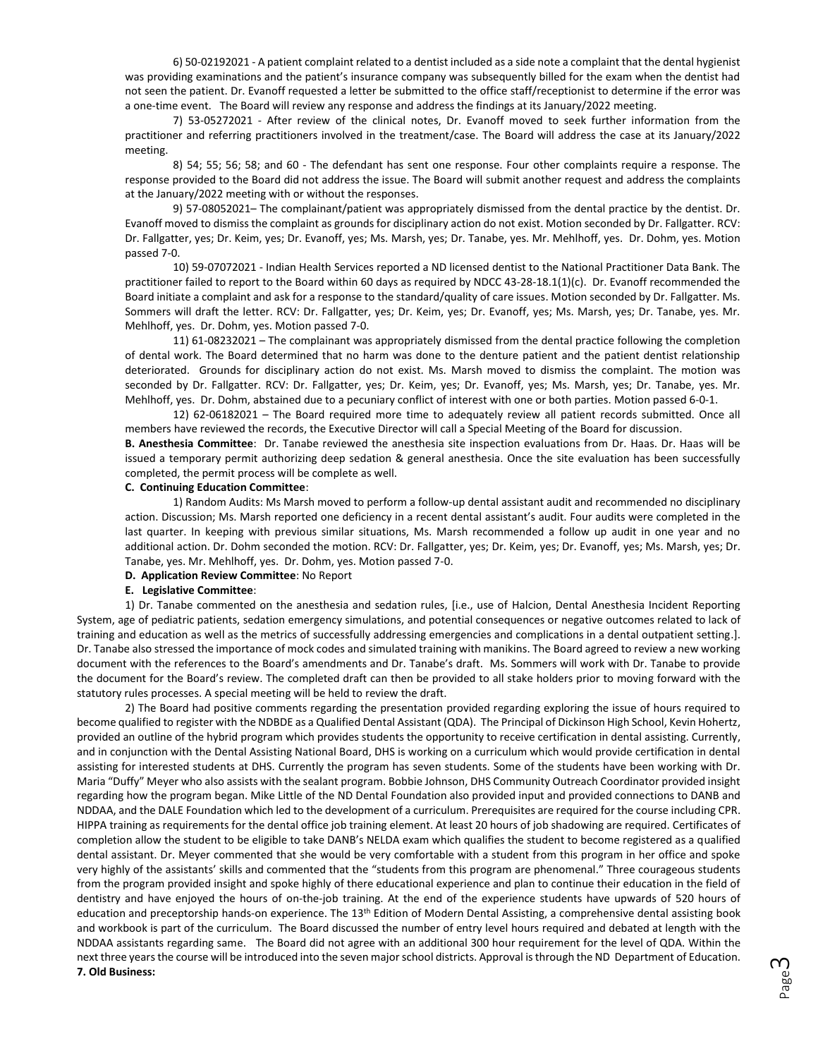6) 50-02192021 - A patient complaint related to a dentist included as a side note a complaint that the dental hygienist was providing examinations and the patient's insurance company was subsequently billed for the exam when the dentist had not seen the patient. Dr. Evanoff requested a letter be submitted to the office staff/receptionist to determine if the error was a one-time event. The Board will review any response and address the findings at its January/2022 meeting.

7) 53-05272021 - After review of the clinical notes, Dr. Evanoff moved to seek further information from the practitioner and referring practitioners involved in the treatment/case. The Board will address the case at its January/2022 meeting.

8) 54; 55; 56; 58; and 60 - The defendant has sent one response. Four other complaints require a response. The response provided to the Board did not address the issue. The Board will submit another request and address the complaints at the January/2022 meeting with or without the responses.

9) 57-08052021– The complainant/patient was appropriately dismissed from the dental practice by the dentist. Dr. Evanoff moved to dismiss the complaint as grounds for disciplinary action do not exist. Motion seconded by Dr. Fallgatter. RCV: Dr. Fallgatter, yes; Dr. Keim, yes; Dr. Evanoff, yes; Ms. Marsh, yes; Dr. Tanabe, yes. Mr. Mehlhoff, yes. Dr. Dohm, yes. Motion passed 7-0.

10) 59-07072021 - Indian Health Services reported a ND licensed dentist to the National Practitioner Data Bank. The practitioner failed to report to the Board within 60 days as required by NDCC 43-28-18.1(1)(c). Dr. Evanoff recommended the Board initiate a complaint and ask for a response to the standard/quality of care issues. Motion seconded by Dr. Fallgatter. Ms. Sommers will draft the letter. RCV: Dr. Fallgatter, yes; Dr. Keim, yes; Dr. Evanoff, yes; Ms. Marsh, yes; Dr. Tanabe, yes. Mr. Mehlhoff, yes. Dr. Dohm, yes. Motion passed 7-0.

11) 61-08232021 – The complainant was appropriately dismissed from the dental practice following the completion of dental work. The Board determined that no harm was done to the denture patient and the patient dentist relationship deteriorated. Grounds for disciplinary action do not exist. Ms. Marsh moved to dismiss the complaint. The motion was seconded by Dr. Fallgatter. RCV: Dr. Fallgatter, yes; Dr. Keim, yes; Dr. Evanoff, yes; Ms. Marsh, yes; Dr. Tanabe, yes. Mr. Mehlhoff, yes. Dr. Dohm, abstained due to a pecuniary conflict of interest with one or both parties. Motion passed 6-0-1.

12) 62-06182021 – The Board required more time to adequately review all patient records submitted. Once all members have reviewed the records, the Executive Director will call a Special Meeting of the Board for discussion.

**B. Anesthesia Committee**: Dr. Tanabe reviewed the anesthesia site inspection evaluations from Dr. Haas. Dr. Haas will be issued a temporary permit authorizing deep sedation & general anesthesia. Once the site evaluation has been successfully completed, the permit process will be complete as well.

**C. Continuing Education Committee**:

1) Random Audits: Ms Marsh moved to perform a follow-up dental assistant audit and recommended no disciplinary action. Discussion; Ms. Marsh reported one deficiency in a recent dental assistant's audit. Four audits were completed in the last quarter. In keeping with previous similar situations, Ms. Marsh recommended a follow up audit in one year and no additional action. Dr. Dohm seconded the motion. RCV: Dr. Fallgatter, yes; Dr. Keim, yes; Dr. Evanoff, yes; Ms. Marsh, yes; Dr. Tanabe, yes. Mr. Mehlhoff, yes. Dr. Dohm, yes. Motion passed 7-0.

**D. Application Review Committee**: No Report

**E. Legislative Committee**:

1) Dr. Tanabe commented on the anesthesia and sedation rules, [i.e., use of Halcion, Dental Anesthesia Incident Reporting System, age of pediatric patients, sedation emergency simulations, and potential consequences or negative outcomes related to lack of training and education as well as the metrics of successfully addressing emergencies and complications in a dental outpatient setting.]. Dr. Tanabe also stressed the importance of mock codes and simulated training with manikins. The Board agreed to review a new working document with the references to the Board's amendments and Dr. Tanabe's draft. Ms. Sommers will work with Dr. Tanabe to provide the document for the Board's review. The completed draft can then be provided to all stake holders prior to moving forward with the statutory rules processes. A special meeting will be held to review the draft.

2) The Board had positive comments regarding the presentation provided regarding exploring the issue of hours required to become qualified to register with the NDBDE as a Qualified Dental Assistant (QDA). The Principal of Dickinson High School, Kevin Hohertz, provided an outline of the hybrid program which provides students the opportunity to receive certification in dental assisting. Currently, and in conjunction with the Dental Assisting National Board, DHS is working on a curriculum which would provide certification in dental assisting for interested students at DHS. Currently the program has seven students. Some of the students have been working with Dr. Maria "Duffy" Meyer who also assists with the sealant program. Bobbie Johnson, DHS Community Outreach Coordinator provided insight regarding how the program began. Mike Little of the ND Dental Foundation also provided input and provided connections to DANB and NDDAA, and the DALE Foundation which led to the development of a curriculum. Prerequisites are required for the course including CPR. HIPPA training as requirements for the dental office job training element. At least 20 hours of job shadowing are required. Certificates of completion allow the student to be eligible to take DANB's NELDA exam which qualifies the student to become registered as a qualified dental assistant. Dr. Meyer commented that she would be very comfortable with a student from this program in her office and spoke very highly of the assistants' skills and commented that the "students from this program are phenomenal." Three courageous students from the program provided insight and spoke highly of there educational experience and plan to continue their education in the field of dentistry and have enjoyed the hours of on-the-job training. At the end of the experience students have upwards of 520 hours of education and preceptorship hands-on experience. The 13th Edition of Modern Dental Assisting, a comprehensive dental assisting book and workbook is part of the curriculum. The Board discussed the number of entry level hours required and debated at length with the NDDAA assistants regarding same. The Board did not agree with an additional 300 hour requirement for the level of QDA. Within the next three years the course will be introduced into the seven major school districts. Approval is through the ND Department of Education.

**7. Old Business:**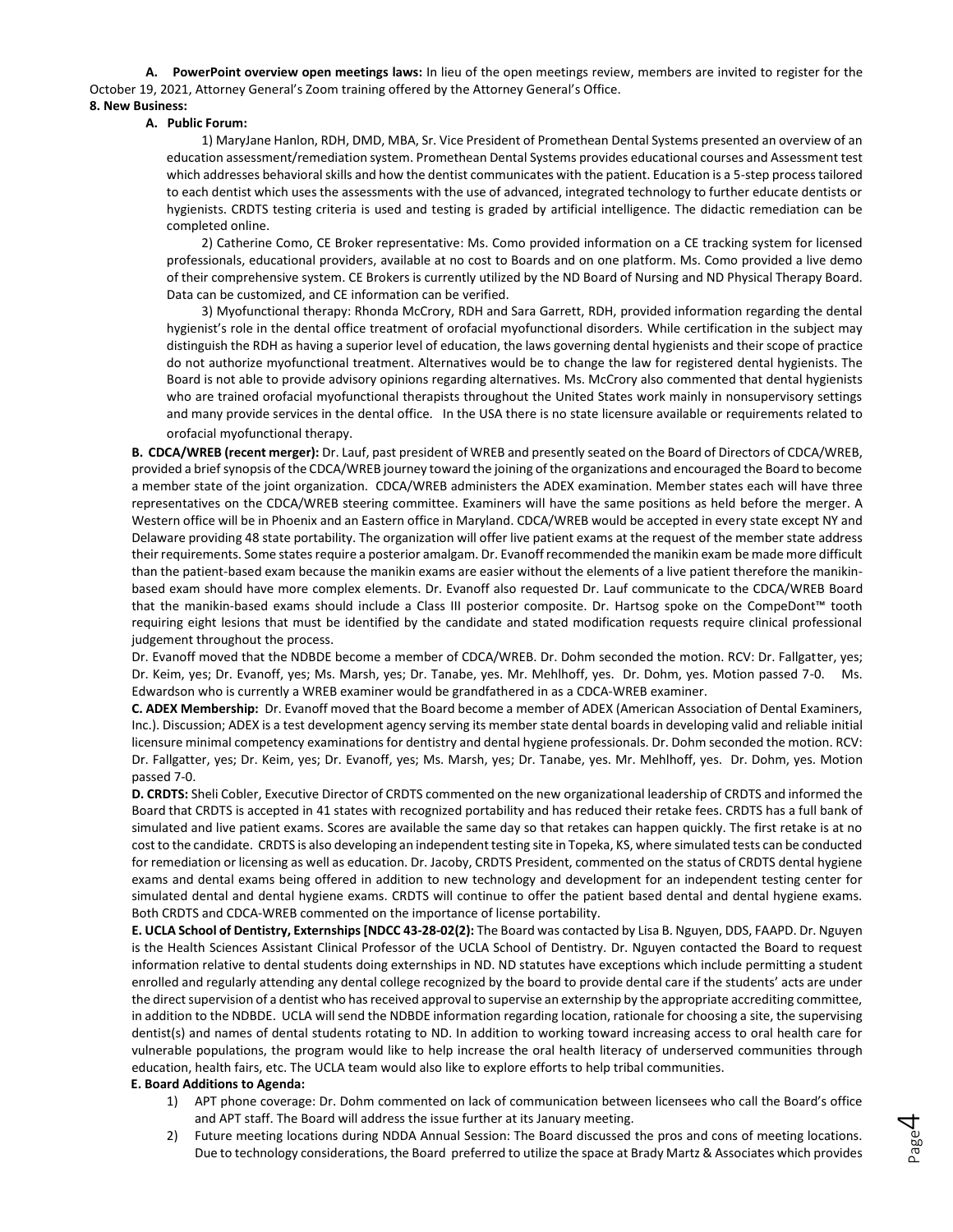**A. PowerPoint overview open meetings laws:** In lieu of the open meetings review, members are invited to register for the October 19, 2021, Attorney General's Zoom training offered by the Attorney General's Office.

**8. New Business:**

**A. Public Forum:**

1) MaryJane Hanlon, RDH, DMD, MBA, Sr. Vice President of Promethean Dental Systems presented an overview of an education assessment/remediation system. Promethean Dental Systems provides educational courses and Assessment test which addresses behavioral skills and how the dentist communicates with the patient. Education is a 5-step process tailored to each dentist which uses the assessments with the use of advanced, integrated technology to further educate dentists or hygienists. CRDTS testing criteria is used and testing is graded by artificial intelligence. The didactic remediation can be completed online.

2) Catherine Como, CE Broker representative: Ms. Como provided information on a CE tracking system for licensed professionals, educational providers, available at no cost to Boards and on one platform. Ms. Como provided a live demo of their comprehensive system. CE Brokers is currently utilized by the ND Board of Nursing and ND Physical Therapy Board. Data can be customized, and CE information can be verified.

3) Myofunctional therapy: Rhonda McCrory, RDH and Sara Garrett, RDH, provided information regarding the dental hygienist's role in the dental office treatment of orofacial myofunctional disorders. While certification in the subject may distinguish the RDH as having a superior level of education, the laws governing dental hygienists and their scope of practice do not authorize myofunctional treatment. Alternatives would be to change the law for registered dental hygienists. The Board is not able to provide advisory opinions regarding alternatives. Ms. McCrory also commented that dental hygienists who are trained orofacial myofunctional therapists throughout the United States work mainly in nonsupervisory settings and many provide services in the dental office. In the USA there is no state licensure available or requirements related to orofacial myofunctional therapy.

**B. CDCA/WREB (recent merger):** Dr. Lauf, past president of WREB and presently seated on the Board of Directors of CDCA/WREB, provided a brief synopsis of the CDCA/WREB journey toward the joining of the organizations and encouraged the Board to become a member state of the joint organization. CDCA/WREB administers the ADEX examination. Member states each will have three representatives on the CDCA/WREB steering committee. Examiners will have the same positions as held before the merger. A Western office will be in Phoenix and an Eastern office in Maryland. CDCA/WREB would be accepted in every state except NY and Delaware providing 48 state portability. The organization will offer live patient exams at the request of the member state address their requirements. Some states require a posterior amalgam. Dr. Evanoff recommended the manikin exam be made more difficult than the patient-based exam because the manikin exams are easier without the elements of a live patient therefore the manikin-based exam should have more complex elements. Dr. Evanoff also requested Dr. Lauf communicate to the CDCA/WREB Board that the manikin-based exams should include a Class III posterior composite. Dr. Hartsog spoke on the CompeDont™ tooth requiring eight lesions that must be identified by the candidate and stated modification requests require clinical professional judgement throughout the process.

Dr. Evanoff moved that the NDBDE become a member of CDCA/WREB. Dr. Dohm seconded the motion. RCV: Dr. Fallgatter, yes; Dr. Keim, yes; Dr. Evanoff, yes; Ms. Marsh, yes; Dr. Tanabe, yes. Mr. Mehlhoff, yes. Dr. Dohm, yes. Motion passed 7-0. Ms. Edwardson who is currently a WREB examiner would be grandfathered in as a CDCA-WREB examiner.

**C. ADEX Membership:** Dr. Evanoff moved that the Board become a member of ADEX (American Association of Dental Examiners, Inc.). Discussion; ADEX is a test development agency serving its member state dental boards in developing valid and reliable initial licensure minimal competency examinations for dentistry and dental hygiene professionals. Dr. Dohm seconded the motion. RCV: Dr. Fallgatter, yes; Dr. Keim, yes; Dr. Evanoff, yes; Ms. Marsh, yes; Dr. Tanabe, yes. Mr. Mehlhoff, yes. Dr. Dohm, yes. Motion passed 7-0.

**D. CRDTS:** Sheli Cobler, Executive Director of CRDTS commented on the new organizational leadership of CRDTS and informed the Board that CRDTS is accepted in 41 states with recognized portability and has reduced their retake fees. CRDTS has a full bank of simulated and live patient exams. Scores are available the same day so that retakes can happen quickly. The first retake is at no cost to the candidate. CRDTS is also developing an independent testing site in Topeka, KS, where simulated tests can be conducted for remediation or licensing as well as education. Dr. Jacoby, CRDTS President, commented on the status of CRDTS dental hygiene exams and dental exams being offered in addition to new technology and development for an independent testing center for simulated dental and dental hygiene exams. CRDTS will continue to offer the patient based dental and dental hygiene exams. Both CRDTS and CDCA-WREB commented on the importance of license portability.

**E. UCLA School of Dentistry, Externships [NDCC 43-28-02(2):** The Board was contacted by Lisa B. Nguyen, DDS, FAAPD. Dr. Nguyen is the Health Sciences Assistant Clinical Professor of the UCLA School of Dentistry. Dr. Nguyen contacted the Board to request information relative to dental students doing externships in ND. ND statutes have exceptions which include permitting a student enrolled and regularly attending any dental college recognized by the board to provide dental care if the students' acts are under the direct supervision of a dentist who has received approval to supervise an externship by the appropriate accrediting committee, in addition to the NDBDE. UCLA will send the NDBDE information regarding location, rationale for choosing a site, the supervising dentist(s) and names of dental students rotating to ND. In addition to working toward increasing access to oral health care for vulnerable populations, the program would like to help increase the oral health literacy of underserved communities through education, health fairs, etc. The UCLA team would also like to explore efforts to help tribal communities.

**E. Board Additions to Agenda:**

1) APT phone coverage: Dr. Dohm commented on lack of communication between licensees who call the Board's office and APT staff. The Board will address the issue further at its January meeting.
2) Future meeting locations during NDDA Annual Session: The Board discussed the pros and cons of meeting locations. Due to technology considerations, the Board preferred to utilize the space at Brady Martz & Associates which provides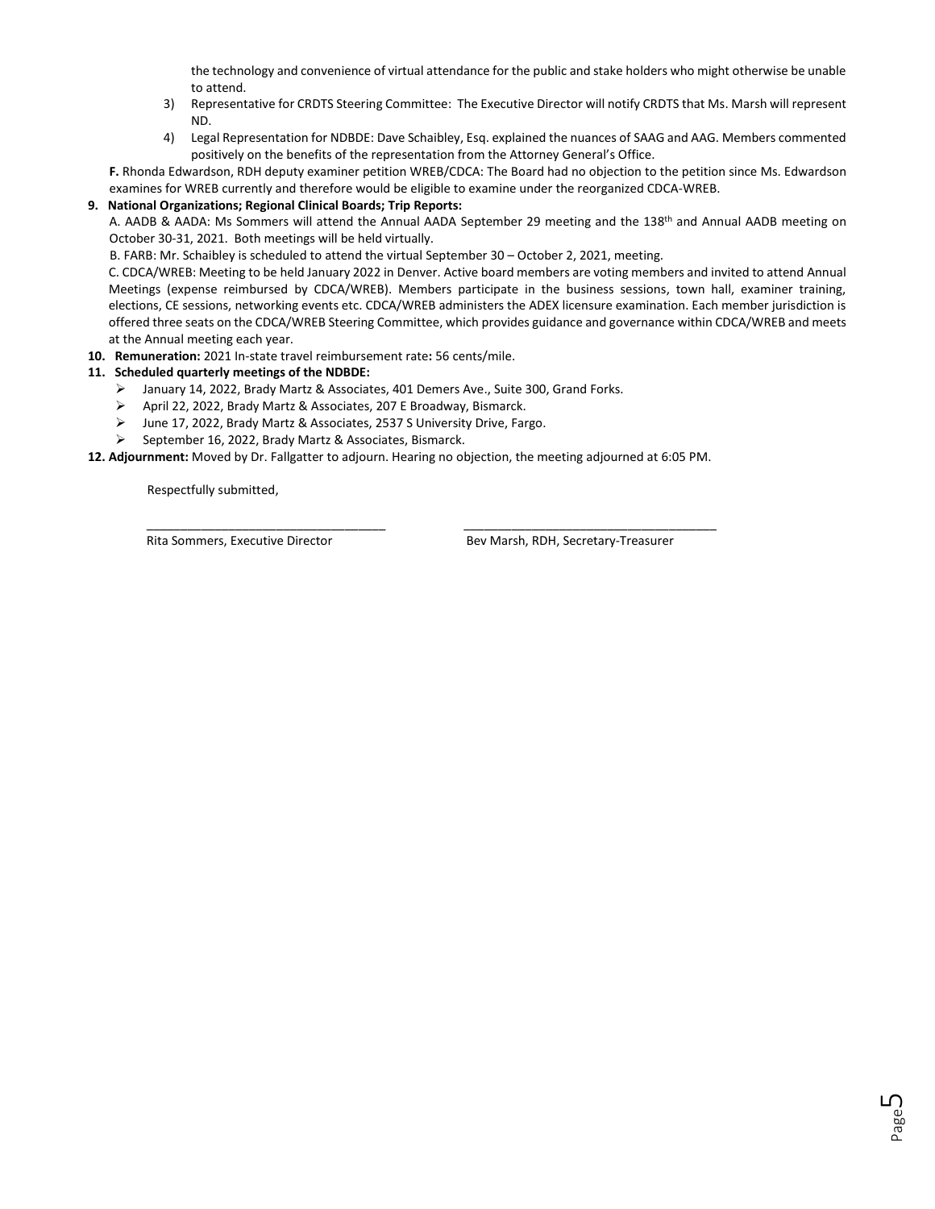the technology and convenience of virtual attendance for the public and stake holders who might otherwise be unable to attend.

3) Representative for CRDTS Steering Committee: The Executive Director will notify CRDTS that Ms. Marsh will represent ND.
4) Legal Representation for NDBDE: Dave Schaibley, Esq. explained the nuances of SAAG and AAG. Members commented positively on the benefits of the representation from the Attorney General's Office.

**F.** Rhonda Edwardson, RDH deputy examiner petition WREB/CDCA: The Board had no objection to the petition since Ms. Edwardson examines for WREB currently and therefore would be eligible to examine under the reorganized CDCA-WREB.

**9. National Organizations; Regional Clinical Boards; Trip Reports:**

A. AADB & AADA: Ms Sommers will attend the Annual AADA September 29 meeting and the 138th and Annual AADB meeting on October 30-31, 2021. Both meetings will be held virtually.

B. FARB: Mr. Schaibley is scheduled to attend the virtual September 30 – October 2, 2021, meeting.

C. CDCA/WREB: Meeting to be held January 2022 in Denver. Active board members are voting members and invited to attend Annual Meetings (expense reimbursed by CDCA/WREB). Members participate in the business sessions, town hall, examiner training, elections, CE sessions, networking events etc. CDCA/WREB administers the ADEX licensure examination. Each member jurisdiction is offered three seats on the CDCA/WREB Steering Committee, which provides guidance and governance within CDCA/WREB and meets at the Annual meeting each year.

**10. Remuneration:** 2021 In-state travel reimbursement rate**:** 56 cents/mile.

**11. Scheduled quarterly meetings of the NDBDE:**

- January 14, 2022, Brady Martz & Associates, 401 Demers Ave., Suite 300, Grand Forks.
- April 22, 2022, Brady Martz & Associates, 207 E Broadway, Bismarck.
- June 17, 2022, Brady Martz & Associates, 2537 S University Drive, Fargo.
- September 16, 2022, Brady Martz & Associates, Bismarck.

**12. Adjournment:** Moved by Dr. Fallgatter to adjourn. Hearing no objection, the meeting adjourned at 6:05 PM.

Respectfully submitted,

\_\_\_\_\_\_\_\_\_\_\_\_\_\_\_\_\_\_\_\_\_\_\_\_\_\_\_\_\_\_\_\_\_\_\_ 
Rita Sommers, Executive Director

\_\_\_\_\_\_\_\_\_\_\_\_\_\_\_\_\_\_\_\_\_\_\_\_\_\_\_\_\_\_\_\_\_\_\_ 
Bev Marsh, RDH, Secretary-Treasurer